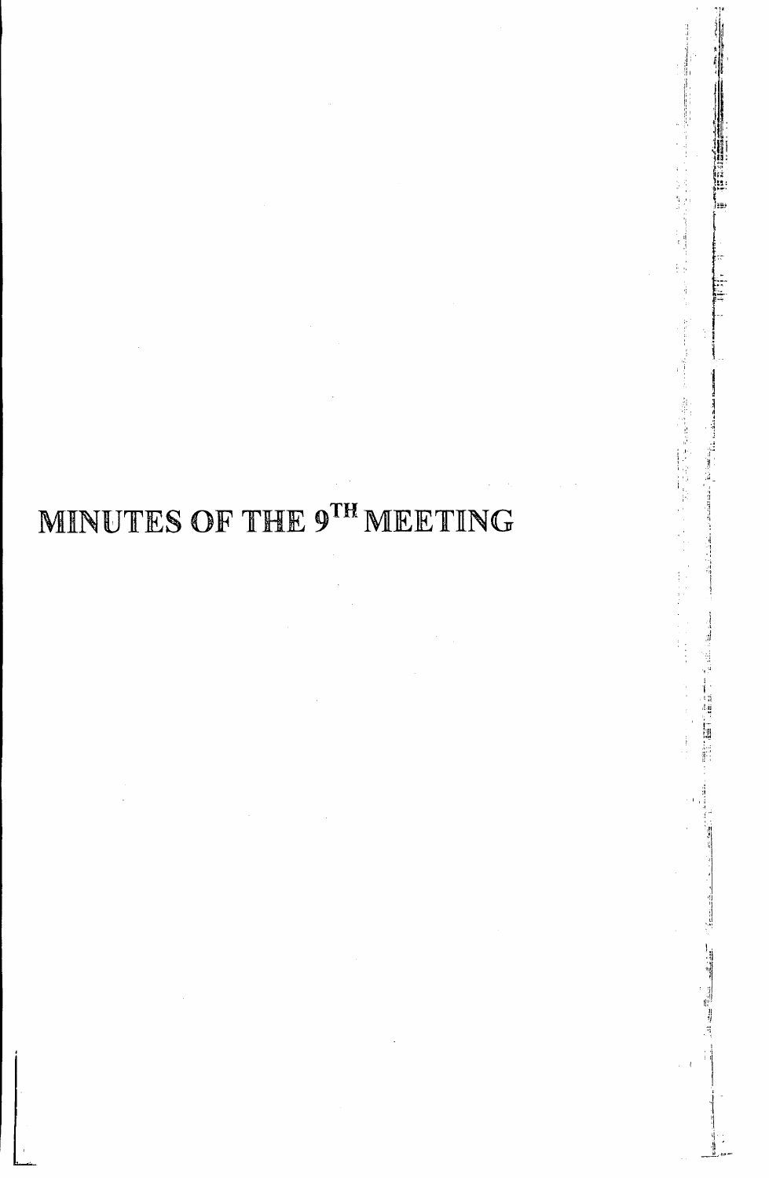# MINUTES OF THE 9TH MEETING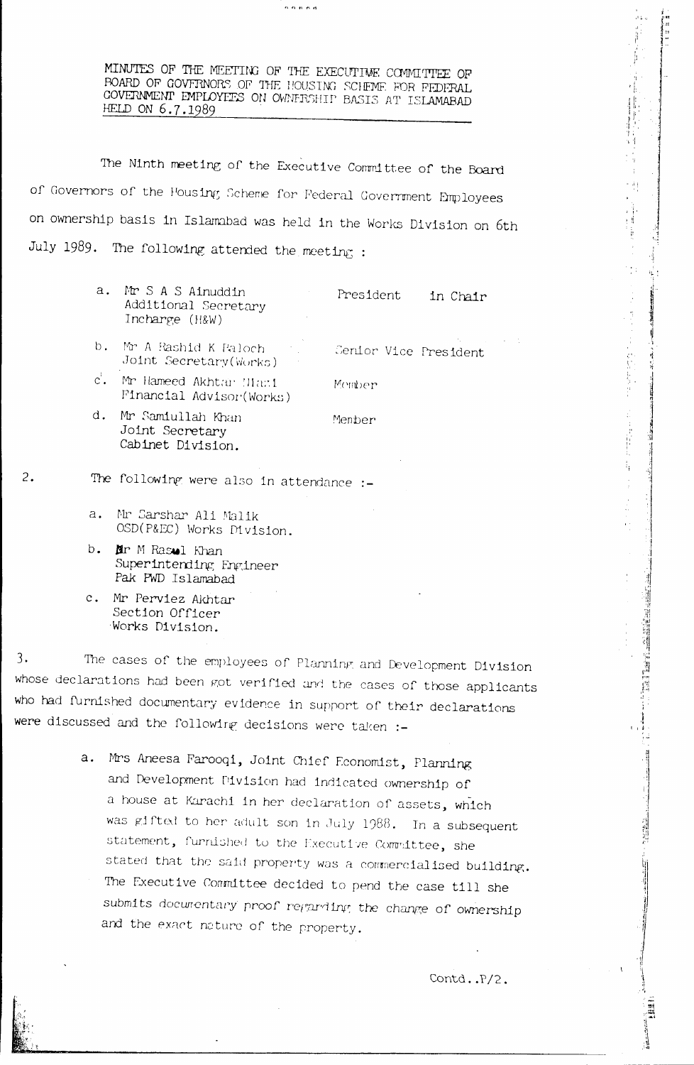MINUTES OF THE MEETING OF THE EXECUTIVE COMMITTEE OF BOARD OF GOVERNORS OF THE HOUSING SCHEME FOR FEDERAL GOVERNMENT EMPLOYEES ON OWNERSHIP BASIS AT ISLAMABAD HELD ON 6.7.1989

The Ninth meeting of the Executive Committee of the Board of Governors of the Housing Scheme for Federal Government Employees on ownership basis in Islamabad was held in the Works Division on 6th July 1989. The following attended the meeting :

a. Mr S A S Ainuddin, Additional Secretary Incharge (H&W) — President in Chair

b. Mr A Rashid K Baloch, Joint Secretary(Works) — Senior Vice President

c. Mr Hameed Akhtar Niazi, Financial Advisor(Works) — Member

d. Mr Samiullah Khan, Joint Secretary, Cabinet Division. — Member

2. The following were also in attendance :-

a. Mr Sarshar Ali Malik, OSD(P&EC) Works Division.

b. Mr M Rasul Khan, Superintending Engineer, Pak PWD Islamabad

c. Mr Perviez Akhtar, Section Officer, Works Division.

3. The cases of the employees of Planning and Development Division whose declarations had been got verified and the cases of those applicants who had furnished documentary evidence in support of their declarations were discussed and the following decisions were taken :-

a. Mrs Aneesa Farooqi, Joint Chief Economist, Planning and Development Division had indicated ownership of a house at Karachi in her declaration of assets, which was gifted to her adult son in July 1988. In a subsequent statement, furnished to the Executive Committee, she stated that the said property was a commercialised building. The Executive Committee decided to pend the case till she submits documentary proof regarding the change of ownership and the exact nature of the property.

Contd..P/2.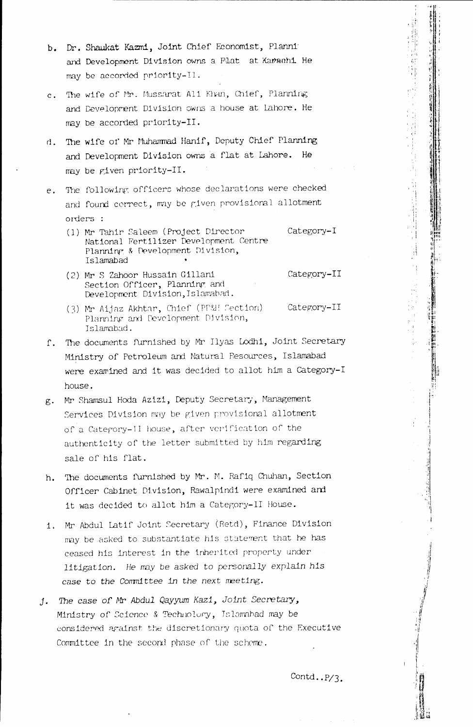b. Dr. Shaukat Kazmi, Joint Chief Economist, Planning and Development Division owns a Flat at Karachi. He may be accorded priority-II.

c. The wife of Mr. Mussarat Ali Khan, Chief, Planning and Development Division owns a house at Lahore. He may be accorded priority-II.

d. The wife of Mr Muhammad Hanif, Deputy Chief Planning and Development Division owns a flat at Lahore. He may be given priority-II.

e. The following officers whose declarations were checked and found correct, may be given provisional allotment orders :

   (1) Mr Tahir Saleem (Project Director National Fertilizer Development Centre Planning & Development Division, Islamabad — Category-I

   (2) Mr S Zahoor Hussain Gillani Section Officer, Planning and Development Division, Islamabad. — Category-II

   (3) Mr Aijaz Akhtar, Chief (PP&H Section) Planning and Development Division, Islamabad. — Category-II

f. The documents furnished by Mr Ilyas Lodhi, Joint Secretary Ministry of Petroleum and Natural Resources, Islamabad were examined and it was decided to allot him a Category-I house.

g. Mr Shamsul Hoda Azizi, Deputy Secretary, Management Services Division may be given provisional allotment of a Category-II house, after verification of the authenticity of the letter submitted by him regarding sale of his flat.

h. The documents furnished by Mr. M. Rafiq Chuhan, Section Officer Cabinet Division, Rawalpindi were examined and it was decided to allot him a Category-II House.

i. Mr Abdul Latif Joint Secretary (Retd), Finance Division may be asked to substantiate his statement that he has ceased his interest in the inherited property under litigation. He may be asked to personally explain his case to the Committee in the next meeting.

j. The case of Mr Abdul Qayyum Kazi, Joint Secretary, Ministry of Science & Technology, Islamabad may be considered against the discretionary quota of the Executive Committee in the second phase of the scheme.

Contd..P/3.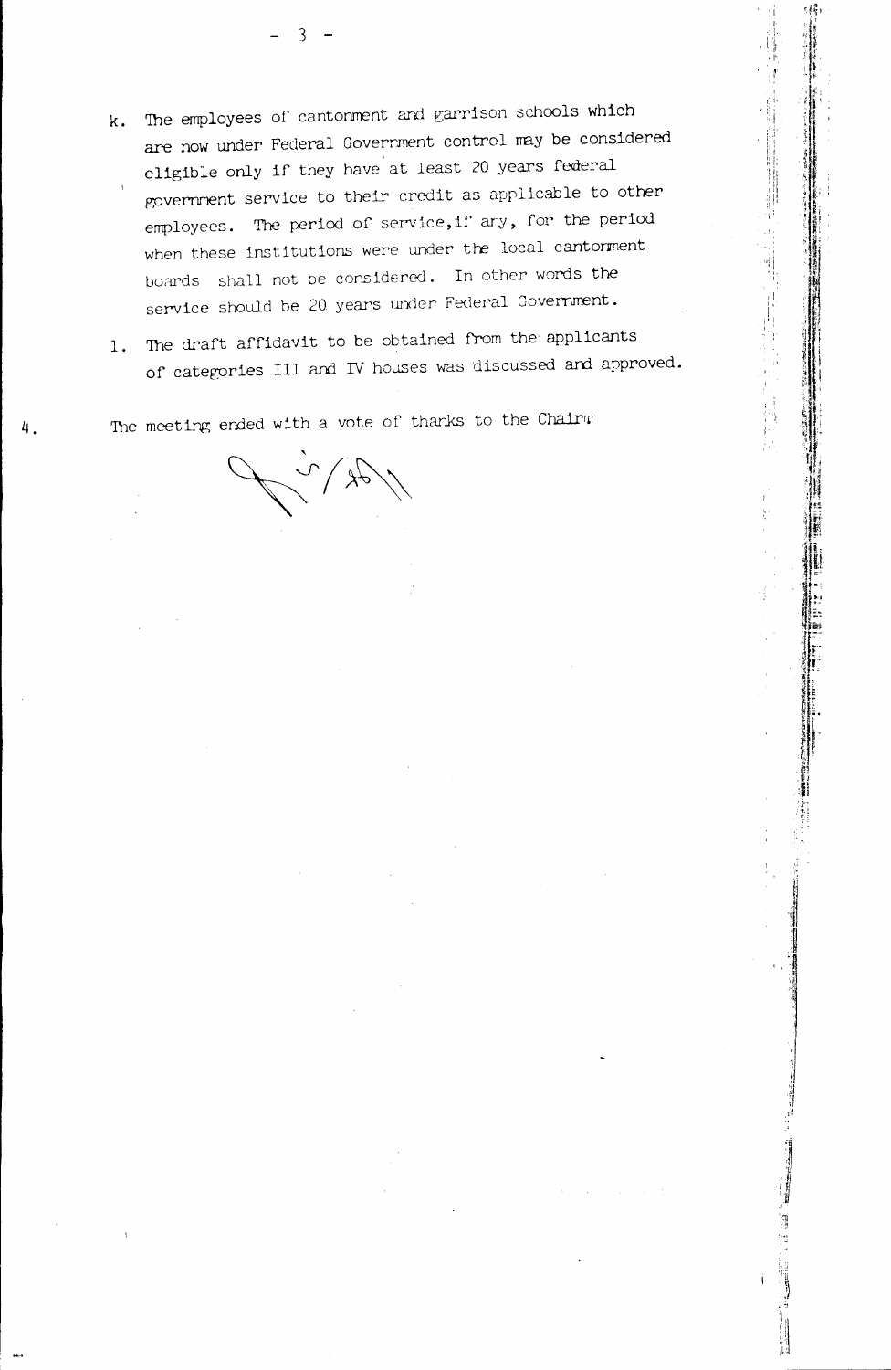k. The employees of cantonment and garrison schools which are now under Federal Government control may be considered eligible only if they have at least 20 years federal government service to their credit as applicable to other employees. The period of service, if any, for the period when these institutions were under the local cantonment boards shall not be considered. In other words the service should be 20 years under Federal Government.

l. The draft affidavit to be obtained from the applicants of categories III and IV houses was discussed and approved.

4. The meeting ended with a vote of thanks to the Chairm